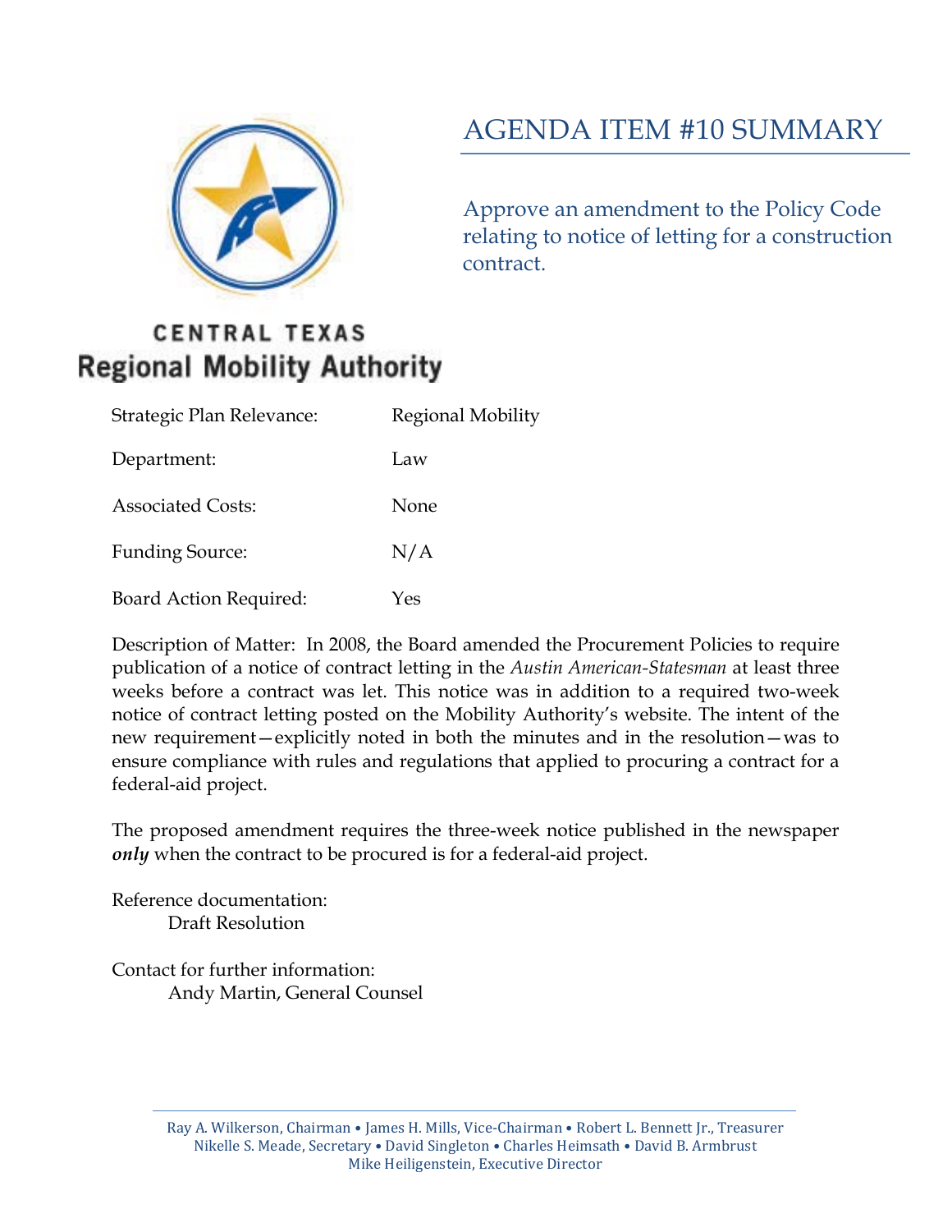CENTRAL TEXAS
Regional Mobility Authority

# AGENDA ITEM #10 SUMMARY

## Approve an amendment to the Policy Code relating to notice of letting for a construction contract.

| | |
|---|---|
| Strategic Plan Relevance: | Regional Mobility |
| Department: | Law |
| Associated Costs: | None |
| Funding Source: | N/A |
| Board Action Required: | Yes |

Description of Matter: In 2008, the Board amended the Procurement Policies to require publication of a notice of contract letting in the *Austin American-Statesman* at least three weeks before a contract was let. This notice was in addition to a required two-week notice of contract letting posted on the Mobility Authority's website. The intent of the new requirement—explicitly noted in both the minutes and in the resolution—was to ensure compliance with rules and regulations that applied to procuring a contract for a federal-aid project.

The proposed amendment requires the three-week notice published in the newspaper ***only*** when the contract to be procured is for a federal-aid project.

Reference documentation:
Draft Resolution

Contact for further information:
Andy Martin, General Counsel

Ray A. Wilkerson, Chairman • James H. Mills, Vice-Chairman • Robert L. Bennett Jr., Treasurer
Nikelle S. Meade, Secretary • David Singleton • Charles Heimsath • David B. Armbrust
Mike Heiligenstein, Executive Director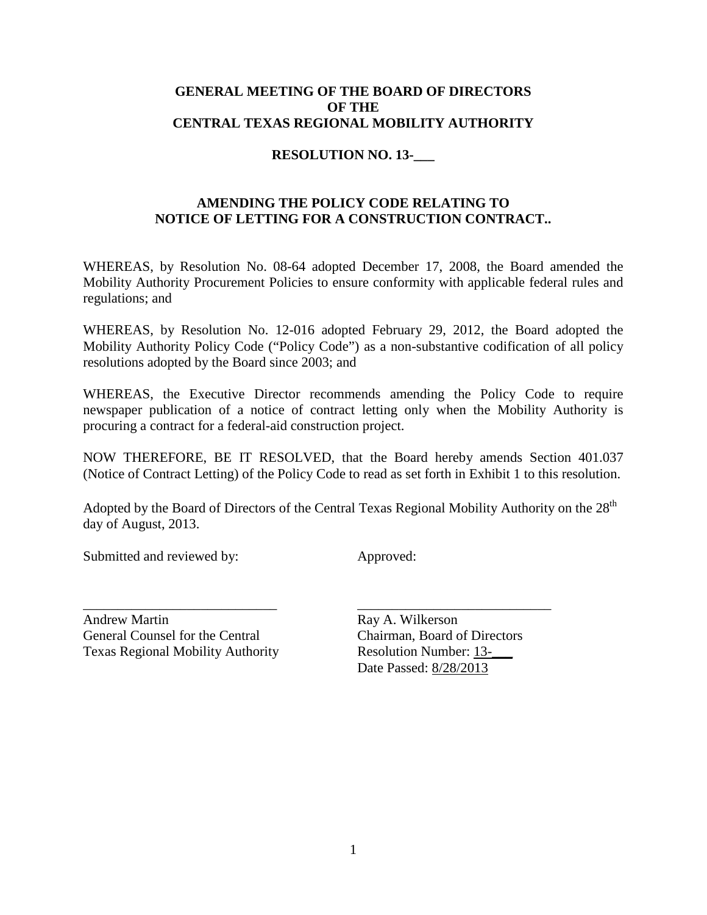**GENERAL MEETING OF THE BOARD OF DIRECTORS OF THE CENTRAL TEXAS REGIONAL MOBILITY AUTHORITY**

**RESOLUTION NO. 13-___**

**AMENDING THE POLICY CODE RELATING TO NOTICE OF LETTING FOR A CONSTRUCTION CONTRACT..**

WHEREAS, by Resolution No. 08-64 adopted December 17, 2008, the Board amended the Mobility Authority Procurement Policies to ensure conformity with applicable federal rules and regulations; and

WHEREAS, by Resolution No. 12-016 adopted February 29, 2012, the Board adopted the Mobility Authority Policy Code ("Policy Code") as a non-substantive codification of all policy resolutions adopted by the Board since 2003; and

WHEREAS, the Executive Director recommends amending the Policy Code to require newspaper publication of a notice of contract letting only when the Mobility Authority is procuring a contract for a federal-aid construction project.

NOW THEREFORE, BE IT RESOLVED, that the Board hereby amends Section 401.037 (Notice of Contract Letting) of the Policy Code to read as set forth in Exhibit 1 to this resolution.

Adopted by the Board of Directors of the Central Texas Regional Mobility Authority on the 28th day of August, 2013.

Submitted and reviewed by:

_____________________________

Andrew Martin
General Counsel for the Central Texas Regional Mobility Authority

Approved:

_____________________________

Ray A. Wilkerson
Chairman, Board of Directors
Resolution Number: 13-___
Date Passed: 8/28/2013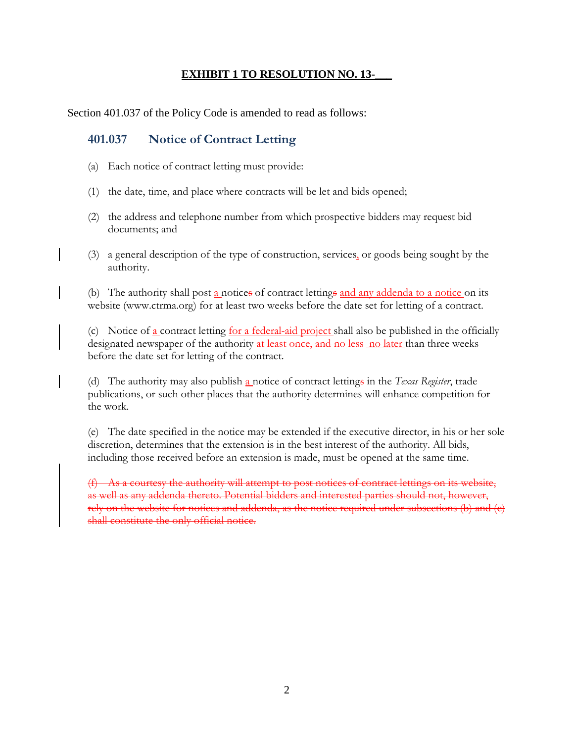**EXHIBIT 1 TO RESOLUTION NO. 13-\_\_\_**

Section 401.037 of the Policy Code is amended to read as follows:

## 401.037 Notice of Contract Letting

(a) Each notice of contract letting must provide:

(1) the date, time, and place where contracts will be let and bids opened;

(2) the address and telephone number from which prospective bidders may request bid documents; and

(3) a general description of the type of construction, services, or goods being sought by the authority.

(b) The authority shall post <u>a</u> notice~~s~~ of contract letting~~s~~ <u>and any addenda to a notice</u> on its website (www.ctrma.org) for at least two weeks before the date set for letting of a contract.

(c) Notice of <u>a</u> contract letting <u>for a federal-aid project</u> shall also be published in the officially designated newspaper of the authority ~~at least once, and no less~~ <u>no later</u> than three weeks before the date set for letting of the contract.

(d) The authority may also publish <u>a</u> notice of contract letting~~s~~ in the *Texas Register*, trade publications, or such other places that the authority determines will enhance competition for the work.

(e) The date specified in the notice may be extended if the executive director, in his or her sole discretion, determines that the extension is in the best interest of the authority. All bids, including those received before an extension is made, must be opened at the same time.

~~(f) As a courtesy the authority will attempt to post notices of contract lettings on its website, as well as any addenda thereto. Potential bidders and interested parties should not, however, rely on the website for notices and addenda, as the notice required under subsections (b) and (c) shall constitute the only official notice.~~